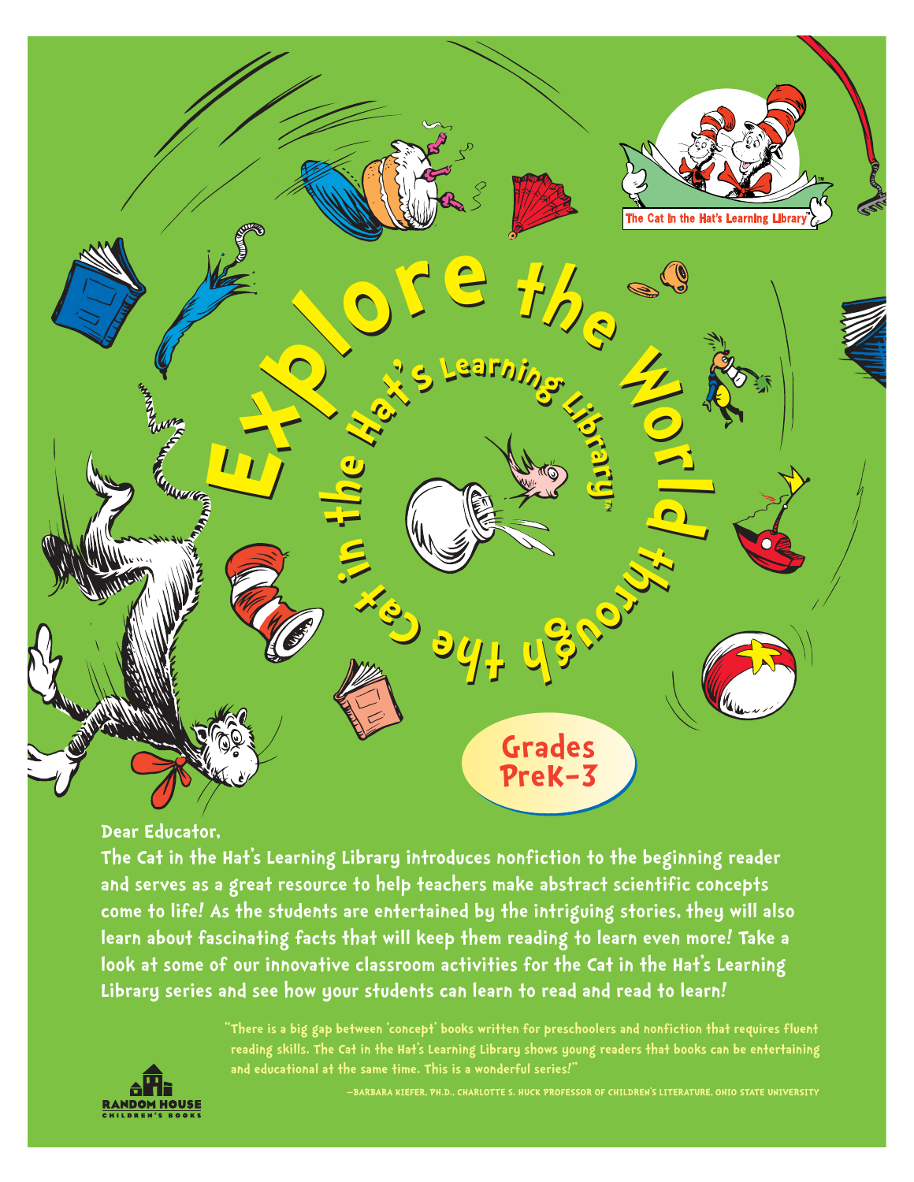# Explore the World through the Cat in the Hat's Learning Library™

The Cat in the Hat's Learning Library™

**Grades PreK–3**

Dear Educator,

The Cat in the Hat's Learning Library introduces nonfiction to the beginning reader and serves as a great resource to help teachers make abstract scientific concepts come to life! As the students are entertained by the intriguing stories, they will also learn about fascinating facts that will keep them reading to learn even more! Take a look at some of our innovative classroom activities for the Cat in the Hat's Learning Library series and see how your students can learn to read and read to learn!

> "There is a big gap between 'concept' books written for preschoolers and nonfiction that requires fluent reading skills. The Cat in the Hat's Learning Library shows young readers that books can be entertaining and educational at the same time. This is a wonderful series!"
>
> —BARBARA KIEFER, PH.D., CHARLOTTE S. HUCK PROFESSOR OF CHILDREN'S LITERATURE, OHIO STATE UNIVERSITY

RANDOM HOUSE CHILDREN'S BOOKS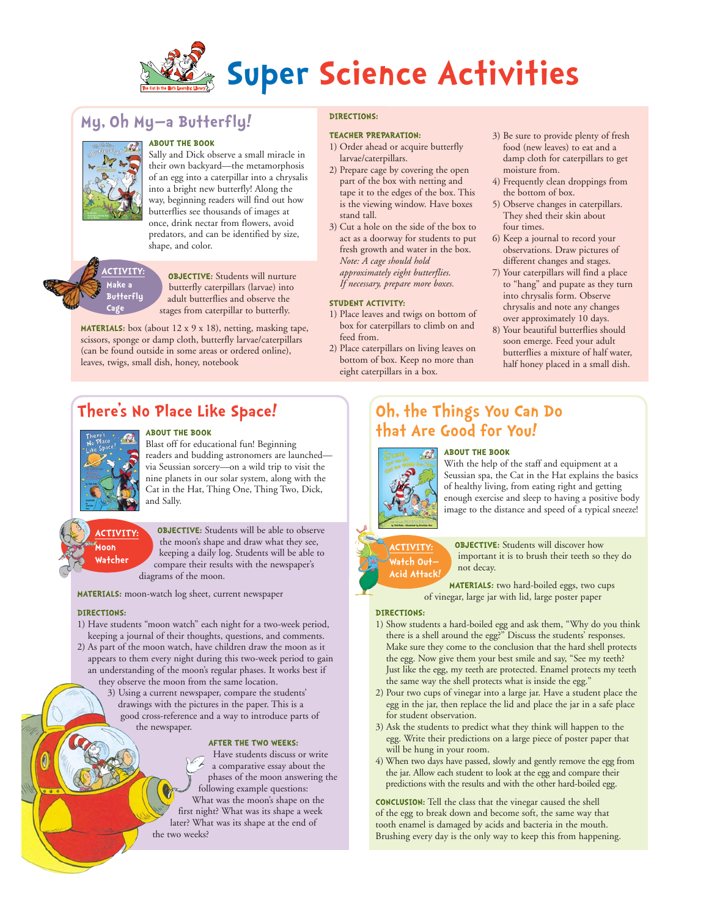# Super Science Activities

## My, Oh My—a Butterfly!

### ABOUT THE BOOK

Sally and Dick observe a small miracle in their own backyard—the metamorphosis of an egg into a caterpillar into a chrysalis into a bright new butterfly! Along the way, beginning readers will find out how butterflies see thousands of images at once, drink nectar from flowers, avoid predators, and can be identified by size, shape, and color.

### ACTIVITY: Make a Butterfly Cage

**OBJECTIVE:** Students will nurture butterfly caterpillars (larvae) into adult butterflies and observe the stages from caterpillar to butterfly.

**MATERIALS:** box (about 12 x 9 x 18), netting, masking tape, scissors, sponge or damp cloth, butterfly larvae/caterpillars (can be found outside in some areas or ordered online), leaves, twigs, small dish, honey, notebook

**DIRECTIONS:**

**TEACHER PREPARATION:**

1) Order ahead or acquire butterfly larvae/caterpillars.
2) Prepare cage by covering the open part of the box with netting and tape it to the edges of the box. This is the viewing window. Have boxes stand tall.
3) Cut a hole on the side of the box to act as a doorway for students to put fresh growth and water in the box. *Note: A cage should hold approximately eight butterflies. If necessary, prepare more boxes.*

**STUDENT ACTIVITY:**

1) Place leaves and twigs on bottom of box for caterpillars to climb on and feed from.
2) Place caterpillars on living leaves on bottom of box. Keep no more than eight caterpillars in a box.
3) Be sure to provide plenty of fresh food (new leaves) to eat and a damp cloth for caterpillars to get moisture from.
4) Frequently clean droppings from the bottom of box.
5) Observe changes in caterpillars. They shed their skin about four times.
6) Keep a journal to record your observations. Draw pictures of different changes and stages.
7) Your caterpillars will find a place to "hang" and pupate as they turn into chrysalis form. Observe chrysalis and note any changes over approximately 10 days.
8) Your beautiful butterflies should soon emerge. Feed your adult butterflies a mixture of half water, half honey placed in a small dish.

## There's No Place Like Space!

### ABOUT THE BOOK

Blast off for educational fun! Beginning readers and budding astronomers are launched—via Seussian sorcery—on a wild trip to visit the nine planets in our solar system, along with the Cat in the Hat, Thing One, Thing Two, Dick, and Sally.

### ACTIVITY: Moon Watcher

**OBJECTIVE:** Students will be able to observe the moon's shape and draw what they see, keeping a daily log. Students will be able to compare their results with the newspaper's diagrams of the moon.

**MATERIALS:** moon-watch log sheet, current newspaper

**DIRECTIONS:**

1) Have students "moon watch" each night for a two-week period, keeping a journal of their thoughts, questions, and comments.
2) As part of the moon watch, have children draw the moon as it appears to them every night during this two-week period to gain an understanding of the moon's regular phases. It works best if they observe the moon from the same location.
3) Using a current newspaper, compare the students' drawings with the pictures in the paper. This is a good cross-reference and a way to introduce parts of the newspaper.

**AFTER THE TWO WEEKS:**

Have students discuss or write a comparative essay about the phases of the moon answering the following example questions: What was the moon's shape on the first night? What was its shape a week later? What was its shape at the end of the two weeks?

## Oh, the Things You Can Do that Are Good for You!

### ABOUT THE BOOK

With the help of the staff and equipment at a Seussian spa, the Cat in the Hat explains the basics of healthy living, from eating right and getting enough exercise and sleep to having a positive body image to the distance and speed of a typical sneeze!

### ACTIVITY: Watch Out—Acid Attack!

**OBJECTIVE:** Students will discover how important it is to brush their teeth so they do not decay.

**MATERIALS:** two hard-boiled eggs, two cups of vinegar, large jar with lid, large poster paper

**DIRECTIONS:**

1) Show students a hard-boiled egg and ask them, "Why do you think there is a shell around the egg?" Discuss the students' responses. Make sure they come to the conclusion that the hard shell protects the egg. Now give them your best smile and say, "See my teeth? Just like the egg, my teeth are protected. Enamel protects my teeth the same way the shell protects what is inside the egg."
2) Pour two cups of vinegar into a large jar. Have a student place the egg in the jar, then replace the lid and place the jar in a safe place for student observation.
3) Ask the students to predict what they think will happen to the egg. Write their predictions on a large piece of poster paper that will be hung in your room.
4) When two days have passed, slowly and gently remove the egg from the jar. Allow each student to look at the egg and compare their predictions with the results and with the other hard-boiled egg.

**CONCLUSION:** Tell the class that the vinegar caused the shell of the egg to break down and become soft, the same way that tooth enamel is damaged by acids and bacteria in the mouth. Brushing every day is the only way to keep this from happening.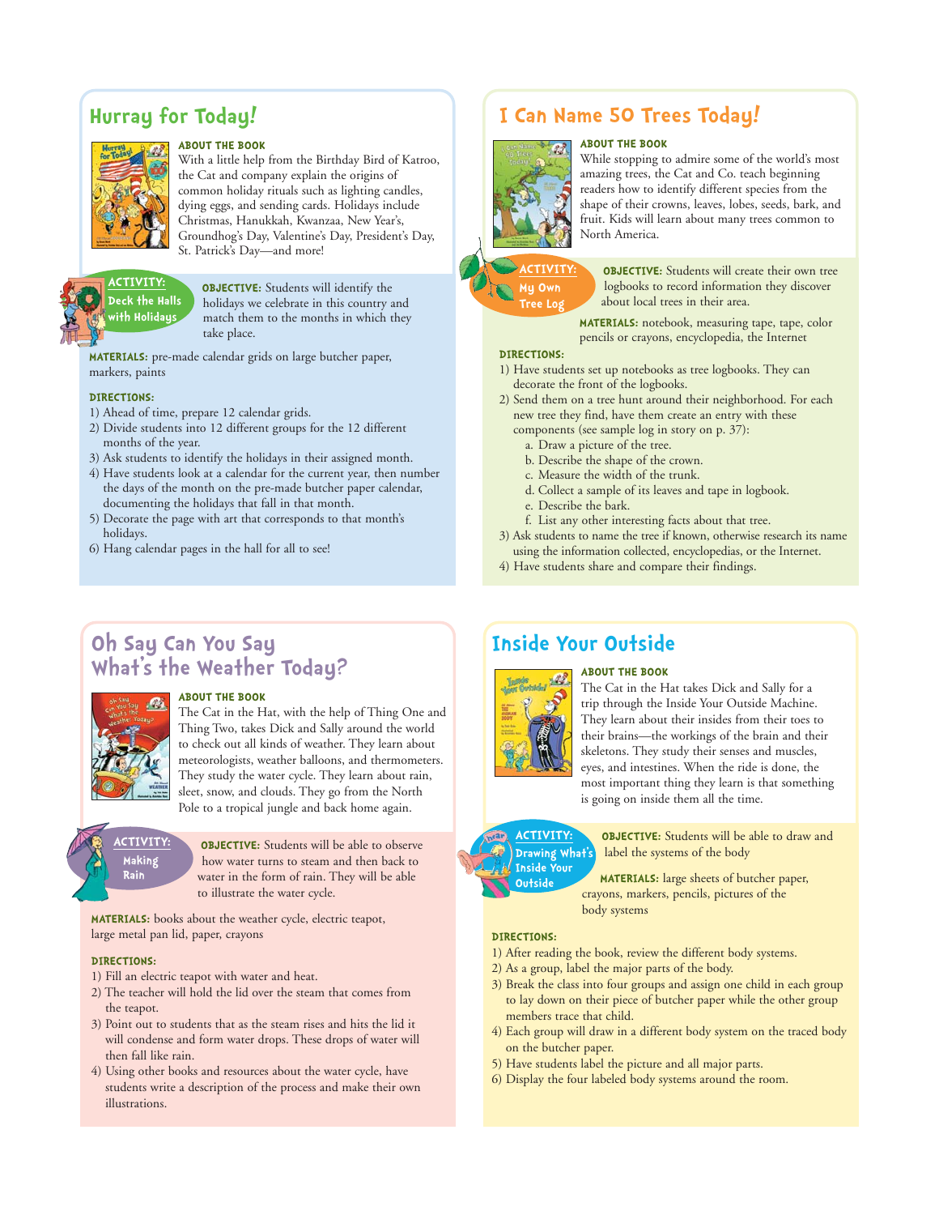## Hurray for Today!

**ABOUT THE BOOK**

With a little help from the Birthday Bird of Katroo, the Cat and company explain the origins of common holiday rituals such as lighting candles, dying eggs, and sending cards. Holidays include Christmas, Hanukkah, Kwanzaa, New Year's, Groundhog's Day, Valentine's Day, President's Day, St. Patrick's Day—and more!

### ACTIVITY: Deck the Halls with Holidays

**OBJECTIVE:** Students will identify the holidays we celebrate in this country and match them to the months in which they take place.

**MATERIALS:** pre-made calendar grids on large butcher paper, markers, paints

**DIRECTIONS:**

1) Ahead of time, prepare 12 calendar grids.
2) Divide students into 12 different groups for the 12 different months of the year.
3) Ask students to identify the holidays in their assigned month.
4) Have students look at a calendar for the current year, then number the days of the month on the pre-made butcher paper calendar, documenting the holidays that fall in that month.
5) Decorate the page with art that corresponds to that month's holidays.
6) Hang calendar pages in the hall for all to see!

## I Can Name 50 Trees Today!

**ABOUT THE BOOK**

While stopping to admire some of the world's most amazing trees, the Cat and Co. teach beginning readers how to identify different species from the shape of their crowns, leaves, lobes, seeds, bark, and fruit. Kids will learn about many trees common to North America.

### ACTIVITY: My Own Tree Log

**OBJECTIVE:** Students will create their own tree logbooks to record information they discover about local trees in their area.

**MATERIALS:** notebook, measuring tape, tape, color pencils or crayons, encyclopedia, the Internet

**DIRECTIONS:**

1) Have students set up notebooks as tree logbooks. They can decorate the front of the logbooks.
2) Send them on a tree hunt around their neighborhood. For each new tree they find, have them create an entry with these components (see sample log in story on p. 37):
   a. Draw a picture of the tree.
   b. Describe the shape of the crown.
   c. Measure the width of the trunk.
   d. Collect a sample of its leaves and tape in logbook.
   e. Describe the bark.
   f. List any other interesting facts about that tree.
3) Ask students to name the tree if known, otherwise research its name using the information collected, encyclopedias, or the Internet.
4) Have students share and compare their findings.

## Oh Say Can You Say What's the Weather Today?

**ABOUT THE BOOK**

The Cat in the Hat, with the help of Thing One and Thing Two, takes Dick and Sally around the world to check out all kinds of weather. They learn about meteorologists, weather balloons, and thermometers. They study the water cycle. They learn about rain, sleet, snow, and clouds. They go from the North Pole to a tropical jungle and back home again.

### ACTIVITY: Making Rain

**OBJECTIVE:** Students will be able to observe how water turns to steam and then back to water in the form of rain. They will be able to illustrate the water cycle.

**MATERIALS:** books about the weather cycle, electric teapot, large metal pan lid, paper, crayons

**DIRECTIONS:**

1) Fill an electric teapot with water and heat.
2) The teacher will hold the lid over the steam that comes from the teapot.
3) Point out to students that as the steam rises and hits the lid it will condense and form water drops. These drops of water will then fall like rain.
4) Using other books and resources about the water cycle, have students write a description of the process and make their own illustrations.

## Inside Your Outside

**ABOUT THE BOOK**

The Cat in the Hat takes Dick and Sally for a trip through the Inside Your Outside Machine. They learn about their insides from their toes to their brains—the workings of the brain and their skeletons. They study their senses and muscles, eyes, and intestines. When the ride is done, the most important thing they learn is that something is going on inside them all the time.

### ACTIVITY: Drawing What's Inside Your Outside

**OBJECTIVE:** Students will be able to draw and label the systems of the body

**MATERIALS:** large sheets of butcher paper, crayons, markers, pencils, pictures of the body systems

**DIRECTIONS:**

1) After reading the book, review the different body systems.
2) As a group, label the major parts of the body.
3) Break the class into four groups and assign one child in each group to lay down on their piece of butcher paper while the other group members trace that child.
4) Each group will draw in a different body system on the traced body on the butcher paper.
5) Have students label the picture and all major parts.
6) Display the four labeled body systems around the room.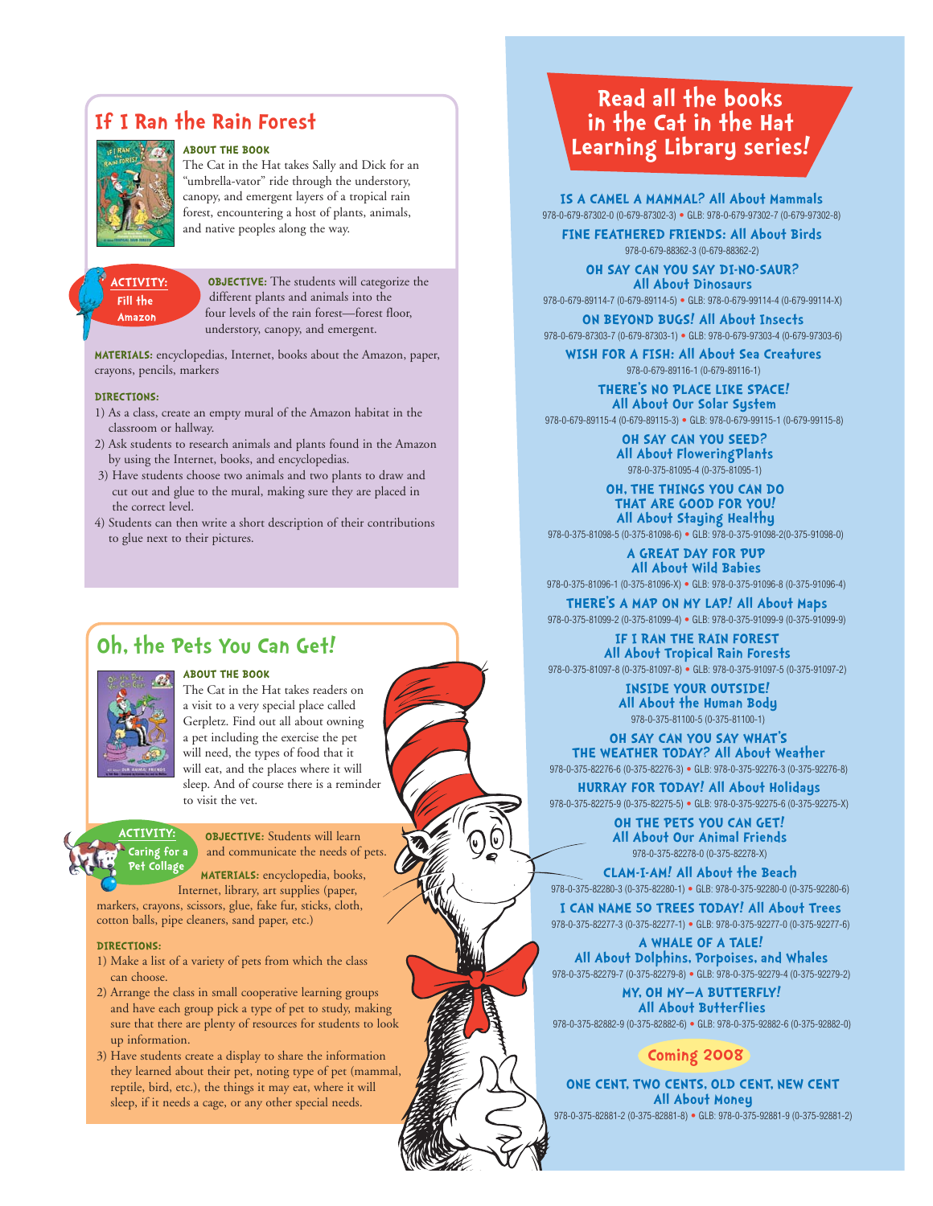## If I Ran the Rain Forest

**ABOUT THE BOOK**

The Cat in the Hat takes Sally and Dick for an "umbrella-vator" ride through the understory, canopy, and emergent layers of a tropical rain forest, encountering a host of plants, animals, and native peoples along the way.

**ACTIVITY: Fill the Amazon**

**OBJECTIVE:** The students will categorize the different plants and animals into the four levels of the rain forest—forest floor, understory, canopy, and emergent.

**MATERIALS:** encyclopedias, Internet, books about the Amazon, paper, crayons, pencils, markers

**DIRECTIONS:**

1) As a class, create an empty mural of the Amazon habitat in the classroom or hallway.
2) Ask students to research animals and plants found in the Amazon by using the Internet, books, and encyclopedias.
3) Have students choose two animals and two plants to draw and cut out and glue to the mural, making sure they are placed in the correct level.
4) Students can then write a short description of their contributions to glue next to their pictures.

## Oh, the Pets You Can Get!

**ABOUT THE BOOK**

The Cat in the Hat takes readers on a visit to a very special place called Gerpletz. Find out all about owning a pet including the exercise the pet will need, the types of food that it will eat, and the places where it will sleep. And of course there is a reminder to visit the vet.

**ACTIVITY: Caring for a Pet Collage**

**OBJECTIVE:** Students will learn and communicate the needs of pets.

**MATERIALS:** encyclopedia, books, Internet, library, art supplies (paper, markers, crayons, scissors, glue, fake fur, sticks, cloth, cotton balls, pipe cleaners, sand paper, etc.)

**DIRECTIONS:**

1) Make a list of a variety of pets from which the class can choose.
2) Arrange the class in small cooperative learning groups and have each group pick a type of pet to study, making sure that there are plenty of resources for students to look up information.
3) Have students create a display to share the information they learned about their pet, noting type of pet (mammal, reptile, bird, etc.), the things it may eat, where it will sleep, if it needs a cage, or any other special needs.

## Read all the books in the Cat in the Hat Learning Library series!

**IS A CAMEL A MAMMAL? All About Mammals**
978-0-679-87302-0 (0-679-87302-3) • GLB: 978-0-679-97302-7 (0-679-97302-8)

**FINE FEATHERED FRIENDS: All About Birds**
978-0-679-88362-3 (0-679-88362-2)

**OH SAY CAN YOU SAY DI-NO-SAUR? All About Dinosaurs**
978-0-679-89114-7 (0-679-89114-5) • GLB: 978-0-679-99114-4 (0-679-99114-X)

**ON BEYOND BUGS! All About Insects**
978-0-679-87303-7 (0-679-87303-1) • GLB: 978-0-679-97303-4 (0-679-97303-6)

**WISH FOR A FISH: All About Sea Creatures**
978-0-679-89116-1 (0-679-89116-1)

**THERE'S NO PLACE LIKE SPACE! All About Our Solar System**
978-0-679-89115-4 (0-679-89115-3) • GLB: 978-0-679-99115-1 (0-679-99115-8)

**OH SAY CAN YOU SEED? All About Flowering Plants**
978-0-375-81095-4 (0-375-81095-1)

**OH, THE THINGS YOU CAN DO THAT ARE GOOD FOR YOU! All About Staying Healthy**
978-0-375-81098-5 (0-375-81098-6) • GLB: 978-0-375-91098-2(0-375-91098-0)

**A GREAT DAY FOR PUP All About Wild Babies**
978-0-375-81096-1 (0-375-81096-X) • GLB: 978-0-375-91096-8 (0-375-91096-4)

**THERE'S A MAP ON MY LAP! All About Maps**
978-0-375-81099-2 (0-375-81099-4) • GLB: 978-0-375-91099-9 (0-375-91099-9)

**IF I RAN THE RAIN FOREST All About Tropical Rain Forests**
978-0-375-81097-8 (0-375-81097-8) • GLB: 978-0-375-91097-5 (0-375-91097-2)

**INSIDE YOUR OUTSIDE! All About the Human Body**
978-0-375-81100-5 (0-375-81100-1)

**OH SAY CAN YOU SAY WHAT'S THE WEATHER TODAY? All About Weather**
978-0-375-82276-6 (0-375-82276-3) • GLB: 978-0-375-92276-3 (0-375-92276-8)

**HURRAY FOR TODAY! All About Holidays**
978-0-375-82275-9 (0-375-82275-5) • GLB: 978-0-375-92275-6 (0-375-92275-X)

**OH THE PETS YOU CAN GET! All About Our Animal Friends**
978-0-375-82278-0 (0-375-82278-X)

**CLAM-I-AM! All About the Beach**
978-0-375-82280-3 (0-375-82280-1) • GLB: 978-0-375-92280-0 (0-375-92280-6)

**I CAN NAME 50 TREES TODAY! All About Trees**
978-0-375-82277-3 (0-375-82277-1) • GLB: 978-0-375-92277-0 (0-375-92277-6)

**A WHALE OF A TALE! All About Dolphins, Porpoises, and Whales**
978-0-375-82279-7 (0-375-82279-8) • GLB: 978-0-375-92279-4 (0-375-92279-2)

**MY, OH MY—A BUTTERFLY! All About Butterflies**
978-0-375-82882-9 (0-375-82882-6) • GLB: 978-0-375-92882-6 (0-375-92882-0)

**Coming 2008**

**ONE CENT, TWO CENTS, OLD CENT, NEW CENT All About Money**
978-0-375-82881-2 (0-375-82881-8) • GLB: 978-0-375-92881-9 (0-375-92881-2)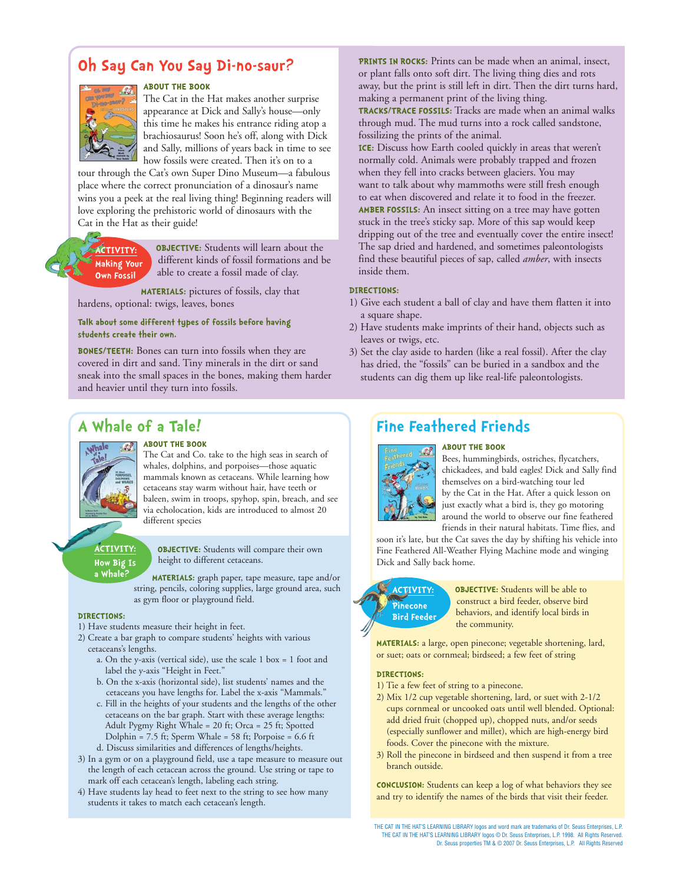## Oh Say Can You Say Di-no-saur?

**ABOUT THE BOOK**

The Cat in the Hat makes another surprise appearance at Dick and Sally's house—only this time he makes his entrance riding atop a brachiosaurus! Soon he's off, along with Dick and Sally, millions of years back in time to see how fossils were created. Then it's on to a tour through the Cat's own Super Dino Museum—a fabulous place where the correct pronunciation of a dinosaur's name wins you a peek at the real living thing! Beginning readers will love exploring the prehistoric world of dinosaurs with the Cat in the Hat as their guide!

**ACTIVITY: Making Your Own Fossil**

**OBJECTIVE:** Students will learn about the different kinds of fossil formations and be able to create a fossil made of clay.

**MATERIALS:** pictures of fossils, clay that hardens, optional: twigs, leaves, bones

**Talk about some different types of fossils before having students create their own.**

**BONES/TEETH:** Bones can turn into fossils when they are covered in dirt and sand. Tiny minerals in the dirt or sand sneak into the small spaces in the bones, making them harder and heavier until they turn into fossils.

**PRINTS IN ROCKS:** Prints can be made when an animal, insect, or plant falls onto soft dirt. The living thing dies and rots away, but the print is still left in dirt. Then the dirt turns hard, making a permanent print of the living thing.

**TRACKS/TRACE FOSSILS:** Tracks are made when an animal walks through mud. The mud turns into a rock called sandstone, fossilizing the prints of the animal.

**ICE:** Discuss how Earth cooled quickly in areas that weren't normally cold. Animals were probably trapped and frozen when they fell into cracks between glaciers. You may want to talk about why mammoths were still fresh enough to eat when discovered and relate it to food in the freezer.

**AMBER FOSSILS:** An insect sitting on a tree may have gotten stuck in the tree's sticky sap. More of this sap would keep dripping out of the tree and eventually cover the entire insect! The sap dried and hardened, and sometimes paleontologists find these beautiful pieces of sap, called *amber*, with insects inside them.

**DIRECTIONS:**

1) Give each student a ball of clay and have them flatten it into a square shape.
2) Have students make imprints of their hand, objects such as leaves or twigs, etc.
3) Set the clay aside to harden (like a real fossil). After the clay has dried, the "fossils" can be buried in a sandbox and the students can dig them up like real-life paleontologists.

## A Whale of a Tale!

**ABOUT THE BOOK**

The Cat and Co. take to the high seas in search of whales, dolphins, and porpoises—those aquatic mammals known as cetaceans. While learning how cetaceans stay warm without hair, have teeth or baleen, swim in troops, spyhop, spin, breach, and see via echolocation, kids are introduced to almost 20 different species

**ACTIVITY: How Big Is a Whale?**

**OBJECTIVE:** Students will compare their own height to different cetaceans.

**MATERIALS:** graph paper, tape measure, tape and/or string, pencils, coloring supplies, large ground area, such as gym floor or playground field.

**DIRECTIONS:**

1) Have students measure their height in feet.
2) Create a bar graph to compare students' heights with various cetaceans's lengths.
   a. On the y-axis (vertical side), use the scale 1 box = 1 foot and label the y-axis "Height in Feet."
   b. On the x-axis (horizontal side), list students' names and the cetaceans you have lengths for. Label the x-axis "Mammals."
   c. Fill in the heights of your students and the lengths of the other cetaceans on the bar graph. Start with these average lengths: Adult Pygmy Right Whale = 20 ft; Orca = 25 ft; Spotted Dolphin = 7.5 ft; Sperm Whale = 58 ft; Porpoise = 6.6 ft
   d. Discuss similarities and differences of lengths/heights.
3) In a gym or on a playground field, use a tape measure to measure out the length of each cetacean across the ground. Use string or tape to mark off each cetacean's length, labeling each string.
4) Have students lay head to feet next to the string to see how many students it takes to match each cetacean's length.

## Fine Feathered Friends

**ABOUT THE BOOK**

Bees, hummingbirds, ostriches, flycatchers, chickadees, and bald eagles! Dick and Sally find themselves on a bird-watching tour led by the Cat in the Hat. After a quick lesson on just exactly what a bird is, they go motoring around the world to observe our fine feathered friends in their natural habitats. Time flies, and soon it's late, but the Cat saves the day by shifting his vehicle into Fine Feathered All-Weather Flying Machine mode and winging Dick and Sally back home.

**ACTIVITY: Pinecone Bird Feeder**

**OBJECTIVE:** Students will be able to construct a bird feeder, observe bird behaviors, and identify local birds in the community.

**MATERIALS:** a large, open pinecone; vegetable shortening, lard, or suet; oats or cornmeal; birdseed; a few feet of string

**DIRECTIONS:**

1) Tie a few feet of string to a pinecone.
2) Mix 1/2 cup vegetable shortening, lard, or suet with 2-1/2 cups cornmeal or uncooked oats until well blended. Optional: add dried fruit (chopped up), chopped nuts, and/or seeds (especially sunflower and millet), which are high-energy bird foods. Cover the pinecone with the mixture.
3) Roll the pinecone in birdseed and then suspend it from a tree branch outside.

**CONCLUSION:** Students can keep a log of what behaviors they see and try to identify the names of the birds that visit their feeder.

THE CAT IN THE HAT'S LEARNING LIBRARY logos and word mark are trademarks of Dr. Seuss Enterprises, L.P.
THE CAT IN THE HAT'S LEARNING LIBRARY logos © Dr. Seuss Enterprises, L.P. 1998. All Rights Reserved.
Dr. Seuss properties TM & © 2007 Dr. Seuss Enterprises, L.P. All Rights Reserved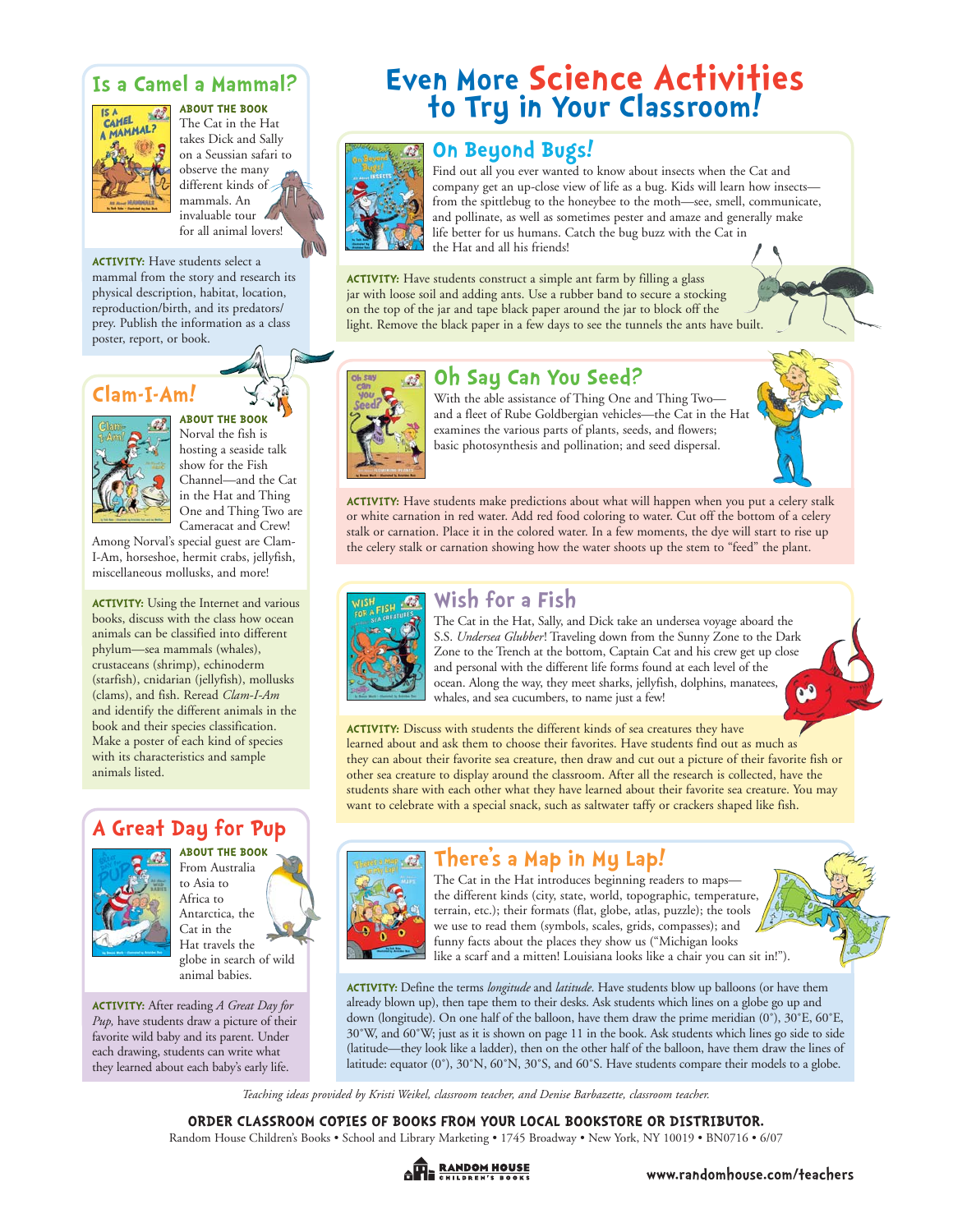# Even More Science Activities to Try in Your Classroom!

## Is a Camel a Mammal?

**ABOUT THE BOOK**
The Cat in the Hat takes Dick and Sally on a Seussian safari to observe the many different kinds of mammals. An invaluable tour for all animal lovers!

**ACTIVITY:** Have students select a mammal from the story and research its physical description, habitat, location, reproduction/birth, and its predators/prey. Publish the information as a class poster, report, or book.

## Clam-I-Am!

**ABOUT THE BOOK**
Norval the fish is hosting a seaside talk show for the Fish Channel—and the Cat in the Hat and Thing One and Thing Two are Cameracat and Crew! Among Norval's special guest are Clam-I-Am, horseshoe, hermit crabs, jellyfish, miscellaneous mollusks, and more!

**ACTIVITY:** Using the Internet and various books, discuss with the class how ocean animals can be classified into different phylum—sea mammals (whales), crustaceans (shrimp), echinoderm (starfish), cnidarian (jellyfish), mollusks (clams), and fish. Reread *Clam-I-Am* and identify the different animals in the book and their species classification. Make a poster of each kind of species with its characteristics and sample animals listed.

## A Great Day for Pup

**ABOUT THE BOOK**
From Australia to Asia to Africa to Antarctica, the Cat in the Hat travels the globe in search of wild animal babies.

**ACTIVITY:** After reading *A Great Day for Pup,* have students draw a picture of their favorite wild baby and its parent. Under each drawing, students can write what they learned about each baby's early life.

## On Beyond Bugs!

Find out all you ever wanted to know about insects when the Cat and company get an up-close view of life as a bug. Kids will learn how insects—from the spittlebug to the honeybee to the moth—see, smell, communicate, and pollinate, as well as sometimes pester and amaze and generally make life better for us humans. Catch the bug buzz with the Cat in the Hat and all his friends!

**ACTIVITY:** Have students construct a simple ant farm by filling a glass jar with loose soil and adding ants. Use a rubber band to secure a stocking on the top of the jar and tape black paper around the jar to block off the light. Remove the black paper in a few days to see the tunnels the ants have built.

## Oh Say Can You Seed?

With the able assistance of Thing One and Thing Two—and a fleet of Rube Goldbergian vehicles—the Cat in the Hat examines the various parts of plants, seeds, and flowers; basic photosynthesis and pollination; and seed dispersal.

**ACTIVITY:** Have students make predictions about what will happen when you put a celery stalk or white carnation in red water. Add red food coloring to water. Cut off the bottom of a celery stalk or carnation. Place it in the colored water. In a few moments, the dye will start to rise up the celery stalk or carnation showing how the water shoots up the stem to "feed" the plant.

## Wish for a Fish

The Cat in the Hat, Sally, and Dick take an undersea voyage aboard the S.S. *Undersea Glubber*! Traveling down from the Sunny Zone to the Dark Zone to the Trench at the bottom, Captain Cat and his crew get up close and personal with the different life forms found at each level of the ocean. Along the way, they meet sharks, jellyfish, dolphins, manatees, whales, and sea cucumbers, to name just a few!

**ACTIVITY:** Discuss with students the different kinds of sea creatures they have learned about and ask them to choose their favorites. Have students find out as much as they can about their favorite sea creature, then draw and cut out a picture of their favorite fish or other sea creature to display around the classroom. After all the research is collected, have the students share with each other what they have learned about their favorite sea creature. You may want to celebrate with a special snack, such as saltwater taffy or crackers shaped like fish.

## There's a Map in My Lap!

The Cat in the Hat introduces beginning readers to maps—the different kinds (city, state, world, topographic, temperature, terrain, etc.); their formats (flat, globe, atlas, puzzle); the tools we use to read them (symbols, scales, grids, compasses); and funny facts about the places they show us ("Michigan looks like a scarf and a mitten! Louisiana looks like a chair you can sit in!").

**ACTIVITY:** Define the terms *longitude* and *latitude*. Have students blow up balloons (or have them already blown up), then tape them to their desks. Ask students which lines on a globe go up and down (longitude). On one half of the balloon, have them draw the prime meridian (0˚), 30˚E, 60˚E, 30˚W, and 60˚W; just as it is shown on page 11 in the book. Ask students which lines go side to side (latitude—they look like a ladder), then on the other half of the balloon, have them draw the lines of latitude: equator (0˚), 30˚N, 60˚N, 30˚S, and 60˚S. Have students compare their models to a globe.

*Teaching ideas provided by Kristi Weikel, classroom teacher, and Denise Barbazette, classroom teacher.*

**ORDER CLASSROOM COPIES OF BOOKS FROM YOUR LOCAL BOOKSTORE OR DISTRIBUTOR.**

Random House Children's Books • School and Library Marketing • 1745 Broadway • New York, NY 10019 • BN0716 • 6/07

RANDOM HOUSE CHILDREN'S BOOKS

www.randomhouse.com/teachers